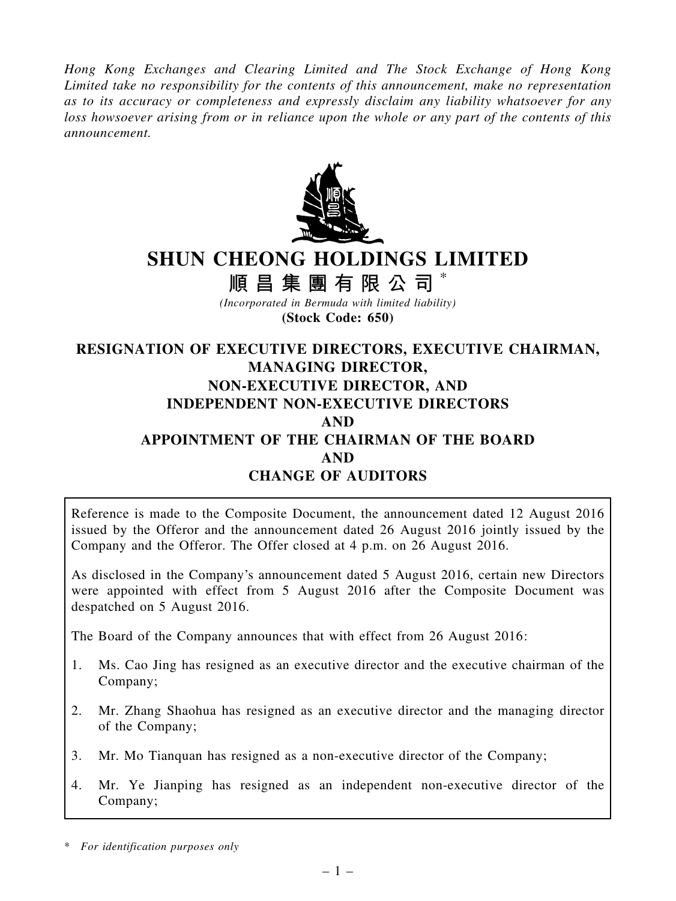*Hong Kong Exchanges and Clearing Limited and The Stock Exchange of Hong Kong Limited take no responsibility for the contents of this announcement, make no representation as to its accuracy or completeness and expressly disclaim any liability whatsoever for any loss howsoever arising from or in reliance upon the whole or any part of the contents of this announcement.*

# SHUN CHEONG HOLDINGS LIMITED

# 順昌集團有限公司 *

*(Incorporated in Bermuda with limited liability)*

**(Stock Code: 650)**

## RESIGNATION OF EXECUTIVE DIRECTORS, EXECUTIVE CHAIRMAN, MANAGING DIRECTOR, NON-EXECUTIVE DIRECTOR, AND INDEPENDENT NON-EXECUTIVE DIRECTORS AND APPOINTMENT OF THE CHAIRMAN OF THE BOARD AND CHANGE OF AUDITORS

Reference is made to the Composite Document, the announcement dated 12 August 2016 issued by the Offeror and the announcement dated 26 August 2016 jointly issued by the Company and the Offeror. The Offer closed at 4 p.m. on 26 August 2016.

As disclosed in the Company's announcement dated 5 August 2016, certain new Directors were appointed with effect from 5 August 2016 after the Composite Document was despatched on 5 August 2016.

The Board of the Company announces that with effect from 26 August 2016:

1. Ms. Cao Jing has resigned as an executive director and the executive chairman of the Company;
2. Mr. Zhang Shaohua has resigned as an executive director and the managing director of the Company;
3. Mr. Mo Tianquan has resigned as a non-executive director of the Company;
4. Mr. Ye Jianping has resigned as an independent non-executive director of the Company;

\* *For identification purposes only*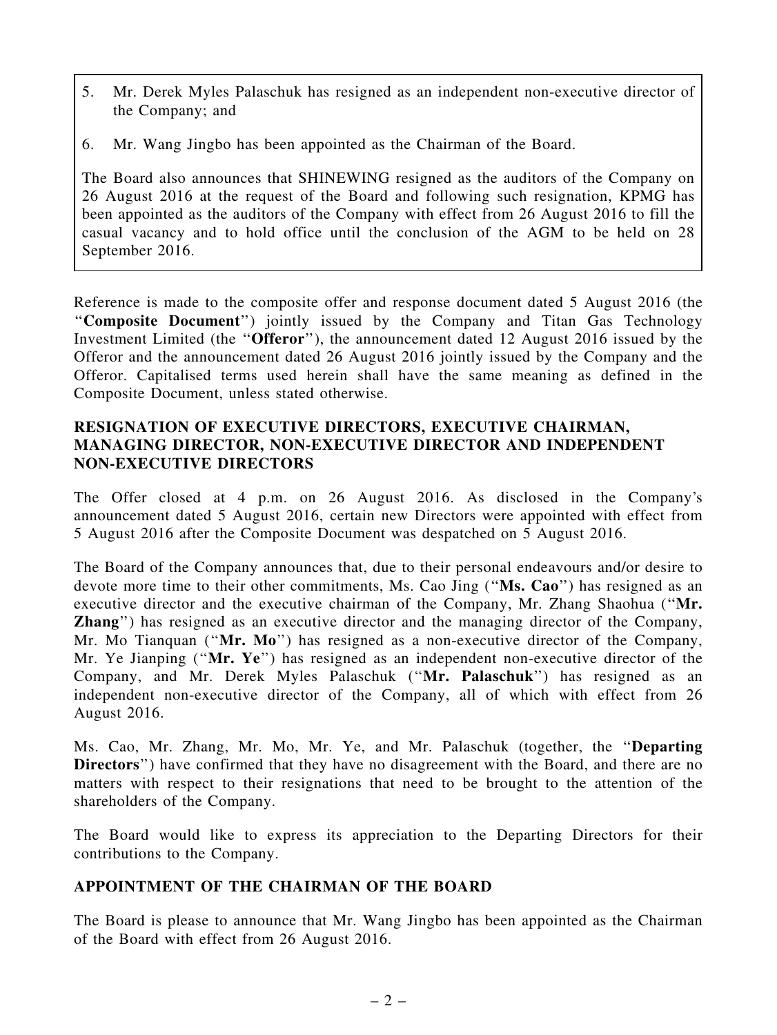5. Mr. Derek Myles Palaschuk has resigned as an independent non-executive director of the Company; and

6. Mr. Wang Jingbo has been appointed as the Chairman of the Board.

The Board also announces that SHINEWING resigned as the auditors of the Company on 26 August 2016 at the request of the Board and following such resignation, KPMG has been appointed as the auditors of the Company with effect from 26 August 2016 to fill the casual vacancy and to hold office until the conclusion of the AGM to be held on 28 September 2016.

Reference is made to the composite offer and response document dated 5 August 2016 (the "**Composite Document**") jointly issued by the Company and Titan Gas Technology Investment Limited (the "**Offeror**"), the announcement dated 12 August 2016 issued by the Offeror and the announcement dated 26 August 2016 jointly issued by the Company and the Offeror. Capitalised terms used herein shall have the same meaning as defined in the Composite Document, unless stated otherwise.

## RESIGNATION OF EXECUTIVE DIRECTORS, EXECUTIVE CHAIRMAN, MANAGING DIRECTOR, NON-EXECUTIVE DIRECTOR AND INDEPENDENT NON-EXECUTIVE DIRECTORS

The Offer closed at 4 p.m. on 26 August 2016. As disclosed in the Company's announcement dated 5 August 2016, certain new Directors were appointed with effect from 5 August 2016 after the Composite Document was despatched on 5 August 2016.

The Board of the Company announces that, due to their personal endeavours and/or desire to devote more time to their other commitments, Ms. Cao Jing ("**Ms. Cao**") has resigned as an executive director and the executive chairman of the Company, Mr. Zhang Shaohua ("**Mr. Zhang**") has resigned as an executive director and the managing director of the Company, Mr. Mo Tianquan ("**Mr. Mo**") has resigned as a non-executive director of the Company, Mr. Ye Jianping ("**Mr. Ye**") has resigned as an independent non-executive director of the Company, and Mr. Derek Myles Palaschuk ("**Mr. Palaschuk**") has resigned as an independent non-executive director of the Company, all of which with effect from 26 August 2016.

Ms. Cao, Mr. Zhang, Mr. Mo, Mr. Ye, and Mr. Palaschuk (together, the "**Departing Directors**") have confirmed that they have no disagreement with the Board, and there are no matters with respect to their resignations that need to be brought to the attention of the shareholders of the Company.

The Board would like to express its appreciation to the Departing Directors for their contributions to the Company.

## APPOINTMENT OF THE CHAIRMAN OF THE BOARD

The Board is please to announce that Mr. Wang Jingbo has been appointed as the Chairman of the Board with effect from 26 August 2016.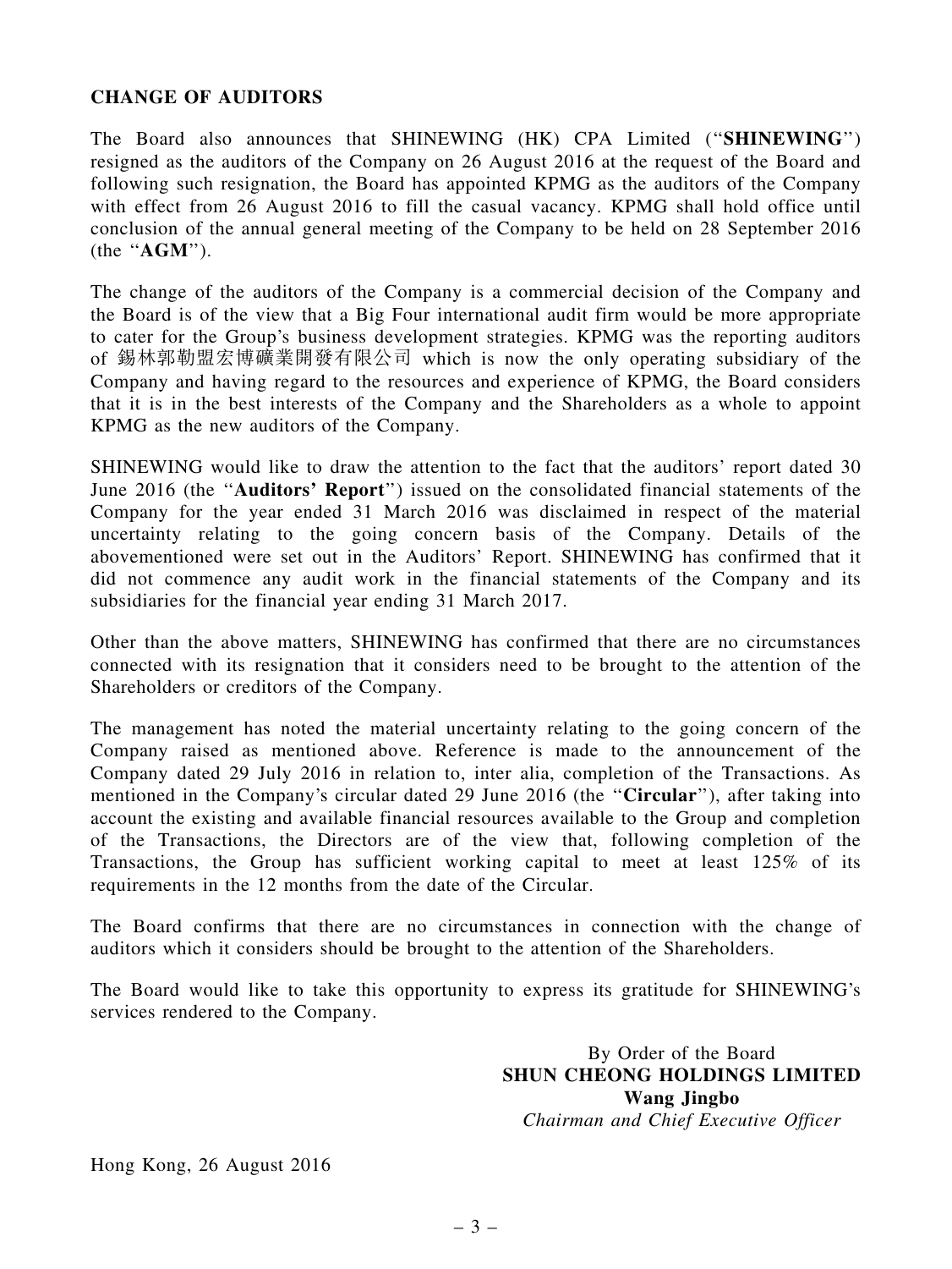## CHANGE OF AUDITORS

The Board also announces that SHINEWING (HK) CPA Limited ("**SHINEWING**") resigned as the auditors of the Company on 26 August 2016 at the request of the Board and following such resignation, the Board has appointed KPMG as the auditors of the Company with effect from 26 August 2016 to fill the casual vacancy. KPMG shall hold office until conclusion of the annual general meeting of the Company to be held on 28 September 2016 (the "**AGM**").

The change of the auditors of the Company is a commercial decision of the Company and the Board is of the view that a Big Four international audit firm would be more appropriate to cater for the Group's business development strategies. KPMG was the reporting auditors of 錫林郭勒盟宏博礦業開發有限公司 which is now the only operating subsidiary of the Company and having regard to the resources and experience of KPMG, the Board considers that it is in the best interests of the Company and the Shareholders as a whole to appoint KPMG as the new auditors of the Company.

SHINEWING would like to draw the attention to the fact that the auditors' report dated 30 June 2016 (the "**Auditors' Report**") issued on the consolidated financial statements of the Company for the year ended 31 March 2016 was disclaimed in respect of the material uncertainty relating to the going concern basis of the Company. Details of the abovementioned were set out in the Auditors' Report. SHINEWING has confirmed that it did not commence any audit work in the financial statements of the Company and its subsidiaries for the financial year ending 31 March 2017.

Other than the above matters, SHINEWING has confirmed that there are no circumstances connected with its resignation that it considers need to be brought to the attention of the Shareholders or creditors of the Company.

The management has noted the material uncertainty relating to the going concern of the Company raised as mentioned above. Reference is made to the announcement of the Company dated 29 July 2016 in relation to, inter alia, completion of the Transactions. As mentioned in the Company's circular dated 29 June 2016 (the "**Circular**"), after taking into account the existing and available financial resources available to the Group and completion of the Transactions, the Directors are of the view that, following completion of the Transactions, the Group has sufficient working capital to meet at least 125% of its requirements in the 12 months from the date of the Circular.

The Board confirms that there are no circumstances in connection with the change of auditors which it considers should be brought to the attention of the Shareholders.

The Board would like to take this opportunity to express its gratitude for SHINEWING's services rendered to the Company.

By Order of the Board
**SHUN CHEONG HOLDINGS LIMITED**
**Wang Jingbo**
*Chairman and Chief Executive Officer*

Hong Kong, 26 August 2016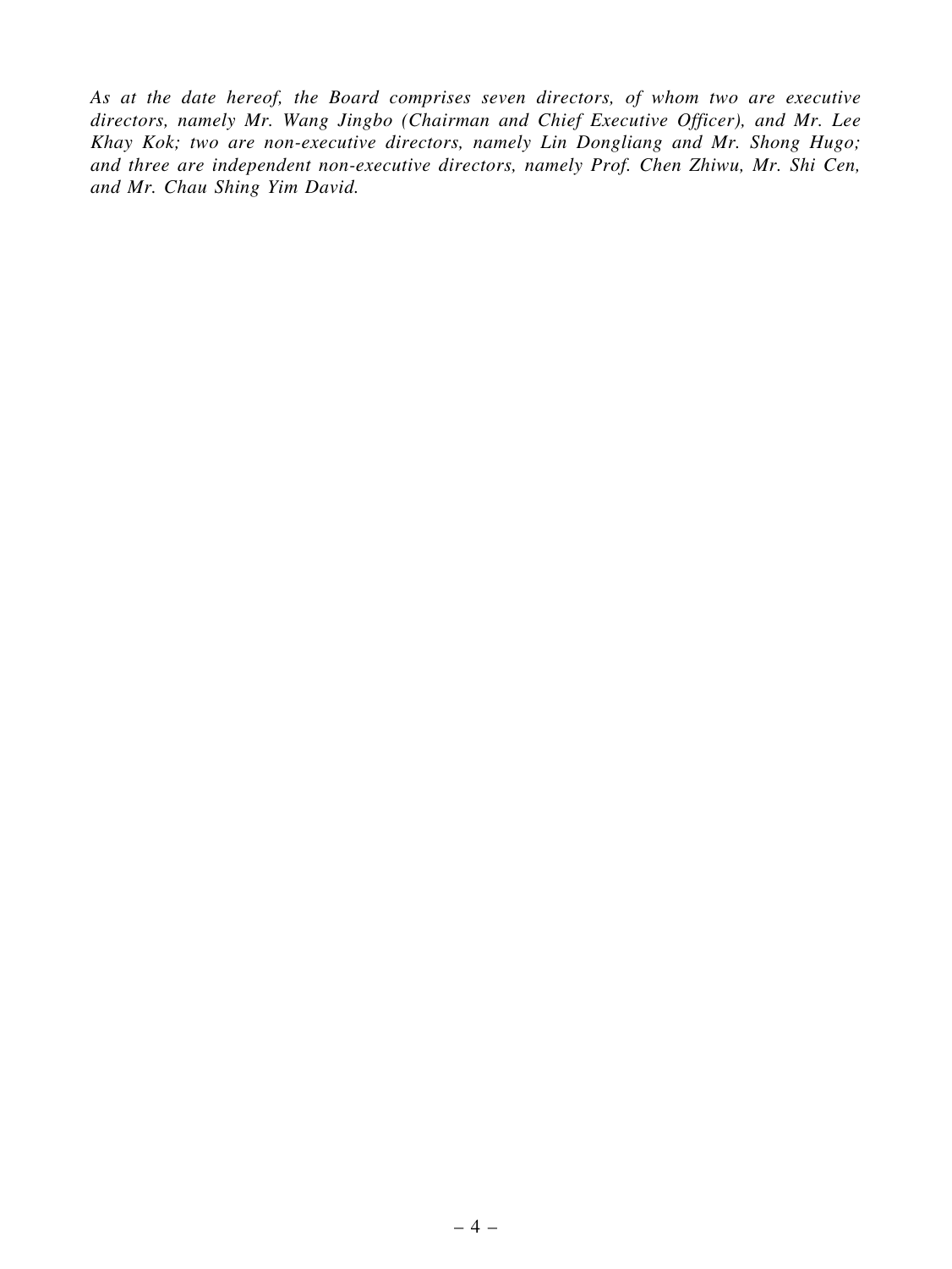*As at the date hereof, the Board comprises seven directors, of whom two are executive directors, namely Mr. Wang Jingbo (Chairman and Chief Executive Officer), and Mr. Lee Khay Kok; two are non-executive directors, namely Lin Dongliang and Mr. Shong Hugo; and three are independent non-executive directors, namely Prof. Chen Zhiwu, Mr. Shi Cen, and Mr. Chau Shing Yim David.*